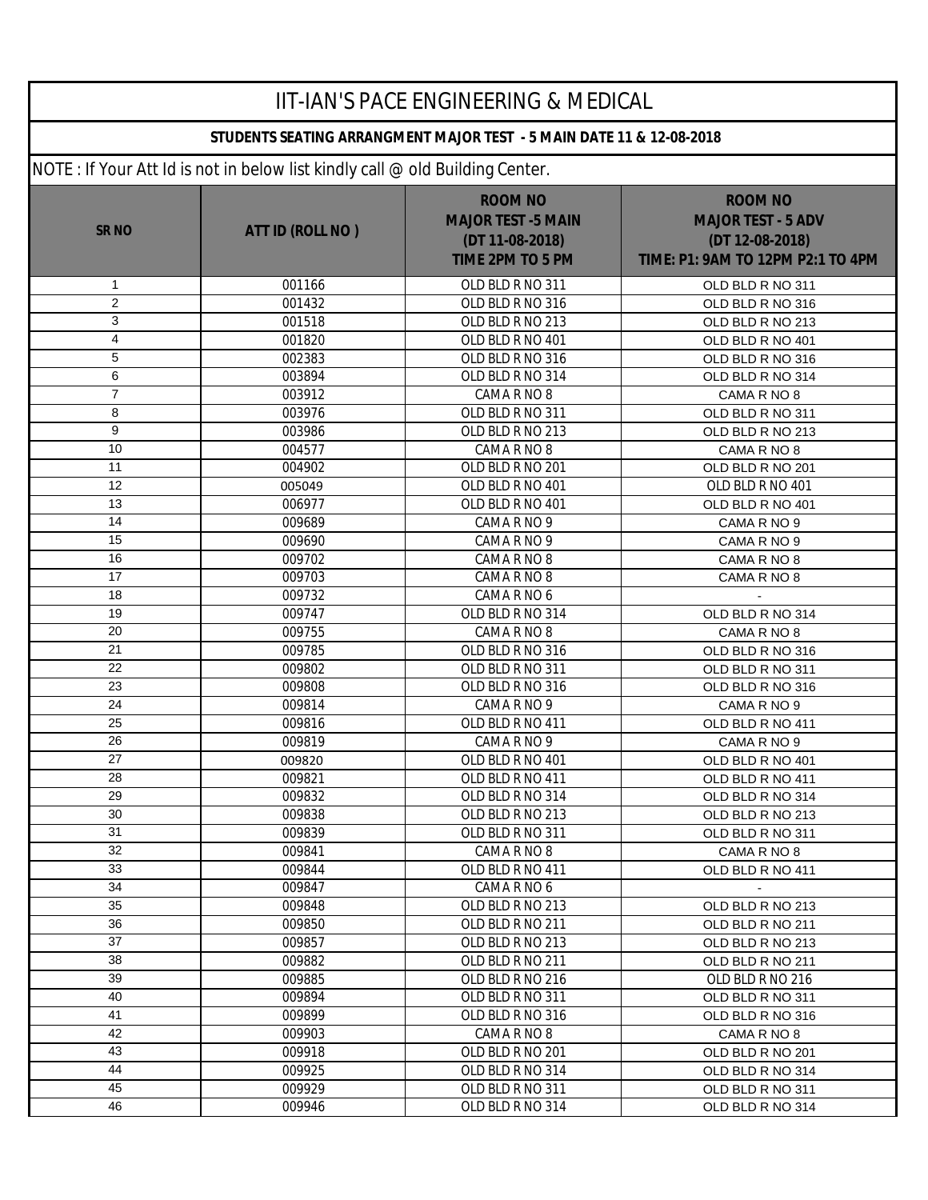# IIT-IAN'S PACE ENGINEERING & MEDICAL

**STUDENTS SEATING ARRANGMENT MAJOR TEST - 5 MAIN DATE 11 & 12-08-2018**

NOTE : If Your Att Id is not in below list kindly call @ old Building Center.

| SR NO | ATT ID (ROLL NO ) | ROOM NO MAJOR TEST -5 MAIN (DT 11-08-2018) TIME 2PM TO 5 PM | ROOM NO MAJOR TEST - 5 ADV (DT 12-08-2018) TIME: P1: 9AM TO 12PM P2:1 TO 4PM |
|---|---|---|---|
| 1 | 001166 | OLD BLD R NO 311 | OLD BLD R NO 311 |
| 2 | 001432 | OLD BLD R NO 316 | OLD BLD R NO 316 |
| 3 | 001518 | OLD BLD R NO 213 | OLD BLD R NO 213 |
| 4 | 001820 | OLD BLD R NO 401 | OLD BLD R NO 401 |
| 5 | 002383 | OLD BLD R NO 316 | OLD BLD R NO 316 |
| 6 | 003894 | OLD BLD R NO 314 | OLD BLD R NO 314 |
| 7 | 003912 | CAMA R NO 8 | CAMA R NO 8 |
| 8 | 003976 | OLD BLD R NO 311 | OLD BLD R NO 311 |
| 9 | 003986 | OLD BLD R NO 213 | OLD BLD R NO 213 |
| 10 | 004577 | CAMA R NO 8 | CAMA R NO 8 |
| 11 | 004902 | OLD BLD R NO 201 | OLD BLD R NO 201 |
| 12 | 005049 | OLD BLD R NO 401 | OLD BLD R NO 401 |
| 13 | 006977 | OLD BLD R NO 401 | OLD BLD R NO 401 |
| 14 | 009689 | CAMA R NO 9 | CAMA R NO 9 |
| 15 | 009690 | CAMA R NO 9 | CAMA R NO 9 |
| 16 | 009702 | CAMA R NO 8 | CAMA R NO 8 |
| 17 | 009703 | CAMA R NO 8 | CAMA R NO 8 |
| 18 | 009732 | CAMA R NO 6 | - |
| 19 | 009747 | OLD BLD R NO 314 | OLD BLD R NO 314 |
| 20 | 009755 | CAMA R NO 8 | CAMA R NO 8 |
| 21 | 009785 | OLD BLD R NO 316 | OLD BLD R NO 316 |
| 22 | 009802 | OLD BLD R NO 311 | OLD BLD R NO 311 |
| 23 | 009808 | OLD BLD R NO 316 | OLD BLD R NO 316 |
| 24 | 009814 | CAMA R NO 9 | CAMA R NO 9 |
| 25 | 009816 | OLD BLD R NO 411 | OLD BLD R NO 411 |
| 26 | 009819 | CAMA R NO 9 | CAMA R NO 9 |
| 27 | 009820 | OLD BLD R NO 401 | OLD BLD R NO 401 |
| 28 | 009821 | OLD BLD R NO 411 | OLD BLD R NO 411 |
| 29 | 009832 | OLD BLD R NO 314 | OLD BLD R NO 314 |
| 30 | 009838 | OLD BLD R NO 213 | OLD BLD R NO 213 |
| 31 | 009839 | OLD BLD R NO 311 | OLD BLD R NO 311 |
| 32 | 009841 | CAMA R NO 8 | CAMA R NO 8 |
| 33 | 009844 | OLD BLD R NO 411 | OLD BLD R NO 411 |
| 34 | 009847 | CAMA R NO 6 | - |
| 35 | 009848 | OLD BLD R NO 213 | OLD BLD R NO 213 |
| 36 | 009850 | OLD BLD R NO 211 | OLD BLD R NO 211 |
| 37 | 009857 | OLD BLD R NO 213 | OLD BLD R NO 213 |
| 38 | 009882 | OLD BLD R NO 211 | OLD BLD R NO 211 |
| 39 | 009885 | OLD BLD R NO 216 | OLD BLD R NO 216 |
| 40 | 009894 | OLD BLD R NO 311 | OLD BLD R NO 311 |
| 41 | 009899 | OLD BLD R NO 316 | OLD BLD R NO 316 |
| 42 | 009903 | CAMA R NO 8 | CAMA R NO 8 |
| 43 | 009918 | OLD BLD R NO 201 | OLD BLD R NO 201 |
| 44 | 009925 | OLD BLD R NO 314 | OLD BLD R NO 314 |
| 45 | 009929 | OLD BLD R NO 311 | OLD BLD R NO 311 |
| 46 | 009946 | OLD BLD R NO 314 | OLD BLD R NO 314 |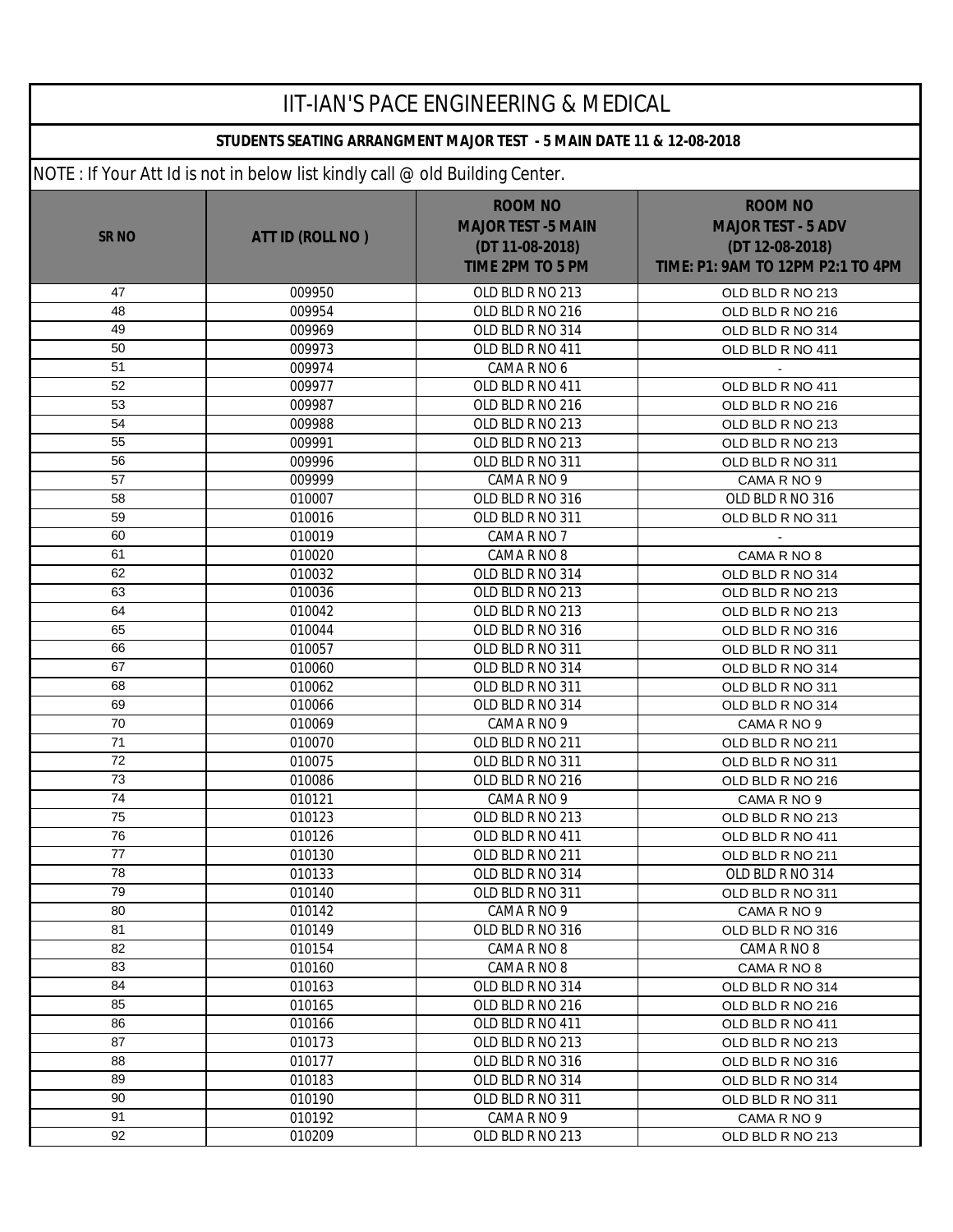# IIT-IAN'S PACE ENGINEERING & MEDICAL

## STUDENTS SEATING ARRANGMENT MAJOR TEST - 5 MAIN DATE 11 & 12-08-2018

NOTE : If Your Att Id is not in below list kindly call @ old Building Center.

| SR NO | ATT ID (ROLL NO ) | ROOM NO MAJOR TEST -5 MAIN (DT 11-08-2018) TIME 2PM TO 5 PM | ROOM NO MAJOR TEST - 5 ADV (DT 12-08-2018) TIME: P1: 9AM TO 12PM P2:1 TO 4PM |
|---|---|---|---|
| 47 | 009950 | OLD BLD R NO 213 | OLD BLD R NO 213 |
| 48 | 009954 | OLD BLD R NO 216 | OLD BLD R NO 216 |
| 49 | 009969 | OLD BLD R NO 314 | OLD BLD R NO 314 |
| 50 | 009973 | OLD BLD R NO 411 | OLD BLD R NO 411 |
| 51 | 009974 | CAMA R NO 6 | - |
| 52 | 009977 | OLD BLD R NO 411 | OLD BLD R NO 411 |
| 53 | 009987 | OLD BLD R NO 216 | OLD BLD R NO 216 |
| 54 | 009988 | OLD BLD R NO 213 | OLD BLD R NO 213 |
| 55 | 009991 | OLD BLD R NO 213 | OLD BLD R NO 213 |
| 56 | 009996 | OLD BLD R NO 311 | OLD BLD R NO 311 |
| 57 | 009999 | CAMA R NO 9 | CAMA R NO 9 |
| 58 | 010007 | OLD BLD R NO 316 | OLD BLD R NO 316 |
| 59 | 010016 | OLD BLD R NO 311 | OLD BLD R NO 311 |
| 60 | 010019 | CAMA R NO 7 | - |
| 61 | 010020 | CAMA R NO 8 | CAMA R NO 8 |
| 62 | 010032 | OLD BLD R NO 314 | OLD BLD R NO 314 |
| 63 | 010036 | OLD BLD R NO 213 | OLD BLD R NO 213 |
| 64 | 010042 | OLD BLD R NO 213 | OLD BLD R NO 213 |
| 65 | 010044 | OLD BLD R NO 316 | OLD BLD R NO 316 |
| 66 | 010057 | OLD BLD R NO 311 | OLD BLD R NO 311 |
| 67 | 010060 | OLD BLD R NO 314 | OLD BLD R NO 314 |
| 68 | 010062 | OLD BLD R NO 311 | OLD BLD R NO 311 |
| 69 | 010066 | OLD BLD R NO 314 | OLD BLD R NO 314 |
| 70 | 010069 | CAMA R NO 9 | CAMA R NO 9 |
| 71 | 010070 | OLD BLD R NO 211 | OLD BLD R NO 211 |
| 72 | 010075 | OLD BLD R NO 311 | OLD BLD R NO 311 |
| 73 | 010086 | OLD BLD R NO 216 | OLD BLD R NO 216 |
| 74 | 010121 | CAMA R NO 9 | CAMA R NO 9 |
| 75 | 010123 | OLD BLD R NO 213 | OLD BLD R NO 213 |
| 76 | 010126 | OLD BLD R NO 411 | OLD BLD R NO 411 |
| 77 | 010130 | OLD BLD R NO 211 | OLD BLD R NO 211 |
| 78 | 010133 | OLD BLD R NO 314 | OLD BLD R NO 314 |
| 79 | 010140 | OLD BLD R NO 311 | OLD BLD R NO 311 |
| 80 | 010142 | CAMA R NO 9 | CAMA R NO 9 |
| 81 | 010149 | OLD BLD R NO 316 | OLD BLD R NO 316 |
| 82 | 010154 | CAMA R NO 8 | CAMA R NO 8 |
| 83 | 010160 | CAMA R NO 8 | CAMA R NO 8 |
| 84 | 010163 | OLD BLD R NO 314 | OLD BLD R NO 314 |
| 85 | 010165 | OLD BLD R NO 216 | OLD BLD R NO 216 |
| 86 | 010166 | OLD BLD R NO 411 | OLD BLD R NO 411 |
| 87 | 010173 | OLD BLD R NO 213 | OLD BLD R NO 213 |
| 88 | 010177 | OLD BLD R NO 316 | OLD BLD R NO 316 |
| 89 | 010183 | OLD BLD R NO 314 | OLD BLD R NO 314 |
| 90 | 010190 | OLD BLD R NO 311 | OLD BLD R NO 311 |
| 91 | 010192 | CAMA R NO 9 | CAMA R NO 9 |
| 92 | 010209 | OLD BLD R NO 213 | OLD BLD R NO 213 |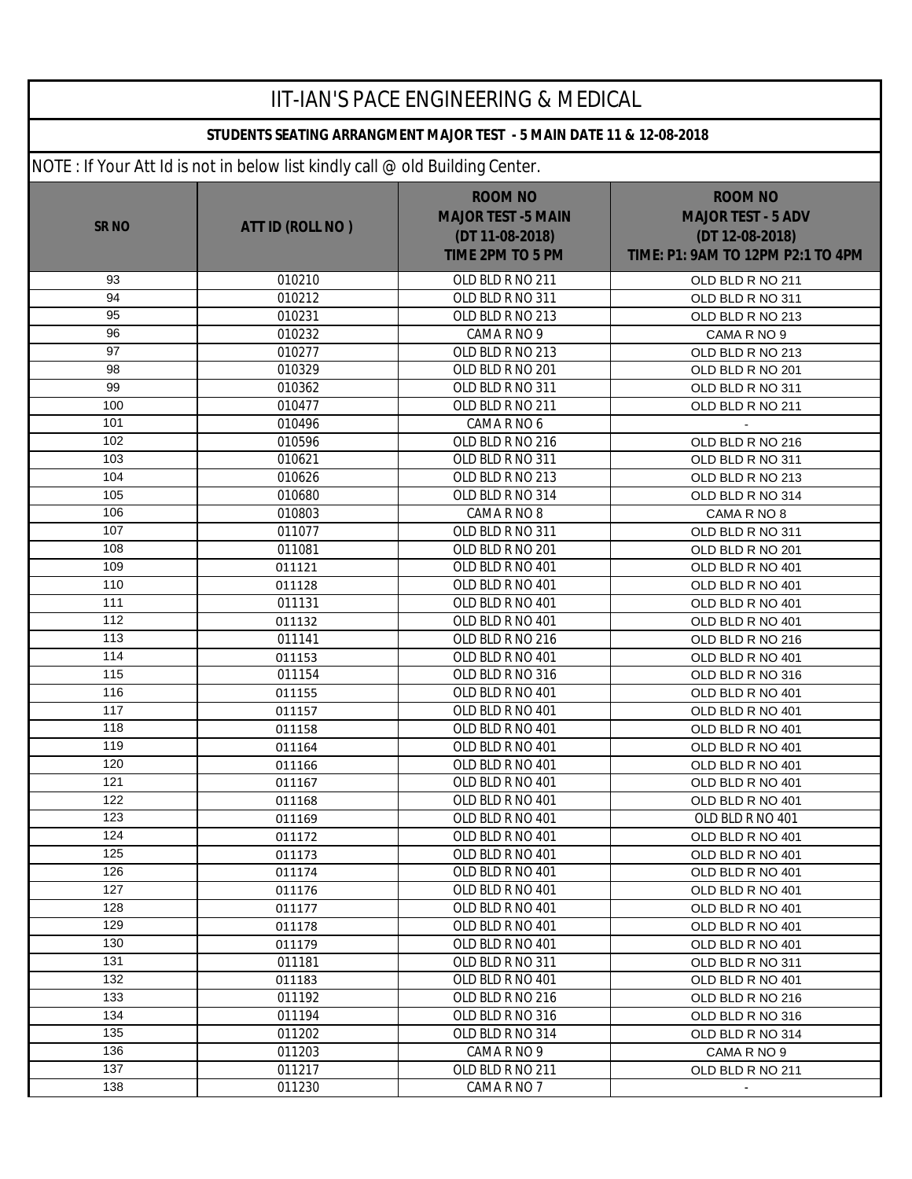# IIT-IAN'S PACE ENGINEERING & MEDICAL

**STUDENTS SEATING ARRANGMENT MAJOR TEST - 5 MAIN DATE 11 & 12-08-2018**

NOTE : If Your Att Id is not in below list kindly call @ old Building Center.

| SR NO | ATT ID (ROLL NO ) | ROOM NO MAJOR TEST -5 MAIN (DT 11-08-2018) TIME 2PM TO 5 PM | ROOM NO MAJOR TEST - 5 ADV (DT 12-08-2018) TIME: P1: 9AM TO 12PM P2:1 TO 4PM |
|---|---|---|---|
| 93 | 010210 | OLD BLD R NO 211 | OLD BLD R NO 211 |
| 94 | 010212 | OLD BLD R NO 311 | OLD BLD R NO 311 |
| 95 | 010231 | OLD BLD R NO 213 | OLD BLD R NO 213 |
| 96 | 010232 | CAMA R NO 9 | CAMA R NO 9 |
| 97 | 010277 | OLD BLD R NO 213 | OLD BLD R NO 213 |
| 98 | 010329 | OLD BLD R NO 201 | OLD BLD R NO 201 |
| 99 | 010362 | OLD BLD R NO 311 | OLD BLD R NO 311 |
| 100 | 010477 | OLD BLD R NO 211 | OLD BLD R NO 211 |
| 101 | 010496 | CAMA R NO 6 | - |
| 102 | 010596 | OLD BLD R NO 216 | OLD BLD R NO 216 |
| 103 | 010621 | OLD BLD R NO 311 | OLD BLD R NO 311 |
| 104 | 010626 | OLD BLD R NO 213 | OLD BLD R NO 213 |
| 105 | 010680 | OLD BLD R NO 314 | OLD BLD R NO 314 |
| 106 | 010803 | CAMA R NO 8 | CAMA R NO 8 |
| 107 | 011077 | OLD BLD R NO 311 | OLD BLD R NO 311 |
| 108 | 011081 | OLD BLD R NO 201 | OLD BLD R NO 201 |
| 109 | 011121 | OLD BLD R NO 401 | OLD BLD R NO 401 |
| 110 | 011128 | OLD BLD R NO 401 | OLD BLD R NO 401 |
| 111 | 011131 | OLD BLD R NO 401 | OLD BLD R NO 401 |
| 112 | 011132 | OLD BLD R NO 401 | OLD BLD R NO 401 |
| 113 | 011141 | OLD BLD R NO 216 | OLD BLD R NO 216 |
| 114 | 011153 | OLD BLD R NO 401 | OLD BLD R NO 401 |
| 115 | 011154 | OLD BLD R NO 316 | OLD BLD R NO 316 |
| 116 | 011155 | OLD BLD R NO 401 | OLD BLD R NO 401 |
| 117 | 011157 | OLD BLD R NO 401 | OLD BLD R NO 401 |
| 118 | 011158 | OLD BLD R NO 401 | OLD BLD R NO 401 |
| 119 | 011164 | OLD BLD R NO 401 | OLD BLD R NO 401 |
| 120 | 011166 | OLD BLD R NO 401 | OLD BLD R NO 401 |
| 121 | 011167 | OLD BLD R NO 401 | OLD BLD R NO 401 |
| 122 | 011168 | OLD BLD R NO 401 | OLD BLD R NO 401 |
| 123 | 011169 | OLD BLD R NO 401 | OLD BLD R NO 401 |
| 124 | 011172 | OLD BLD R NO 401 | OLD BLD R NO 401 |
| 125 | 011173 | OLD BLD R NO 401 | OLD BLD R NO 401 |
| 126 | 011174 | OLD BLD R NO 401 | OLD BLD R NO 401 |
| 127 | 011176 | OLD BLD R NO 401 | OLD BLD R NO 401 |
| 128 | 011177 | OLD BLD R NO 401 | OLD BLD R NO 401 |
| 129 | 011178 | OLD BLD R NO 401 | OLD BLD R NO 401 |
| 130 | 011179 | OLD BLD R NO 401 | OLD BLD R NO 401 |
| 131 | 011181 | OLD BLD R NO 311 | OLD BLD R NO 311 |
| 132 | 011183 | OLD BLD R NO 401 | OLD BLD R NO 401 |
| 133 | 011192 | OLD BLD R NO 216 | OLD BLD R NO 216 |
| 134 | 011194 | OLD BLD R NO 316 | OLD BLD R NO 316 |
| 135 | 011202 | OLD BLD R NO 314 | OLD BLD R NO 314 |
| 136 | 011203 | CAMA R NO 9 | CAMA R NO 9 |
| 137 | 011217 | OLD BLD R NO 211 | OLD BLD R NO 211 |
| 138 | 011230 | CAMA R NO 7 | - |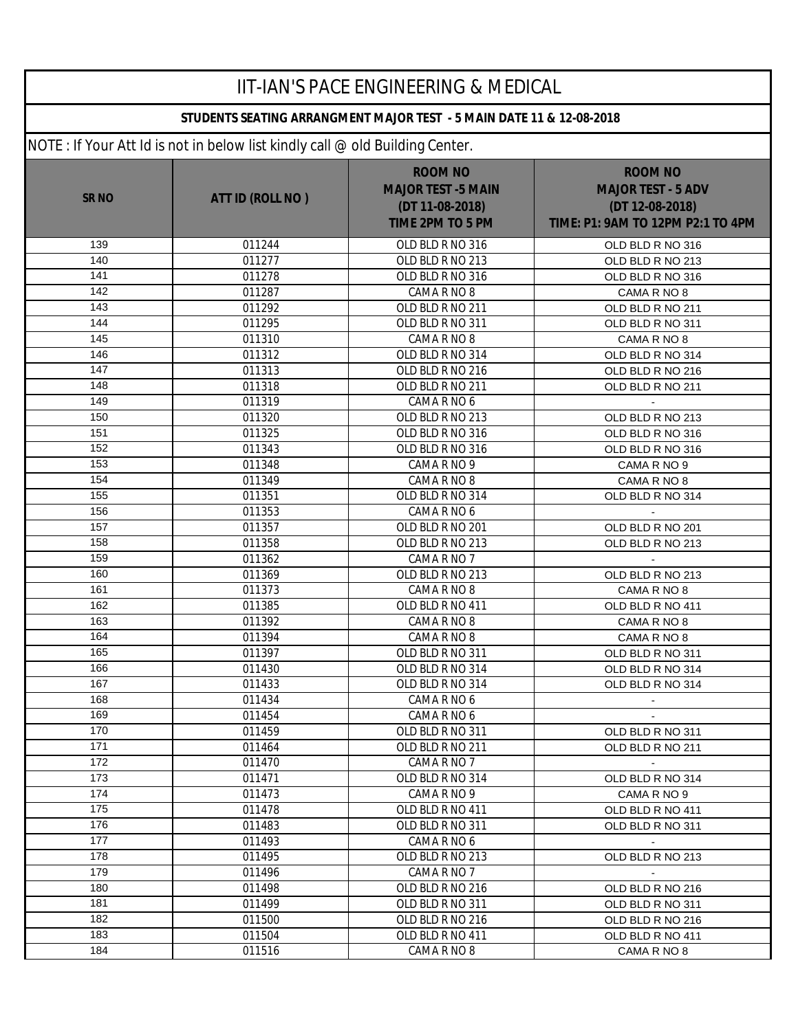# IIT-IAN'S PACE ENGINEERING & MEDICAL

**STUDENTS SEATING ARRANGMENT MAJOR TEST - 5 MAIN DATE 11 & 12-08-2018**

NOTE : If Your Att Id is not in below list kindly call @ old Building Center.

| SR NO | ATT ID (ROLL NO ) | ROOM NO MAJOR TEST -5 MAIN (DT 11-08-2018) TIME 2PM TO 5 PM | ROOM NO MAJOR TEST - 5 ADV (DT 12-08-2018) TIME: P1: 9AM TO 12PM P2:1 TO 4PM |
|---|---|---|---|
| 139 | 011244 | OLD BLD R NO 316 | OLD BLD R NO 316 |
| 140 | 011277 | OLD BLD R NO 213 | OLD BLD R NO 213 |
| 141 | 011278 | OLD BLD R NO 316 | OLD BLD R NO 316 |
| 142 | 011287 | CAMA R NO 8 | CAMA R NO 8 |
| 143 | 011292 | OLD BLD R NO 211 | OLD BLD R NO 211 |
| 144 | 011295 | OLD BLD R NO 311 | OLD BLD R NO 311 |
| 145 | 011310 | CAMA R NO 8 | CAMA R NO 8 |
| 146 | 011312 | OLD BLD R NO 314 | OLD BLD R NO 314 |
| 147 | 011313 | OLD BLD R NO 216 | OLD BLD R NO 216 |
| 148 | 011318 | OLD BLD R NO 211 | OLD BLD R NO 211 |
| 149 | 011319 | CAMA R NO 6 | - |
| 150 | 011320 | OLD BLD R NO 213 | OLD BLD R NO 213 |
| 151 | 011325 | OLD BLD R NO 316 | OLD BLD R NO 316 |
| 152 | 011343 | OLD BLD R NO 316 | OLD BLD R NO 316 |
| 153 | 011348 | CAMA R NO 9 | CAMA R NO 9 |
| 154 | 011349 | CAMA R NO 8 | CAMA R NO 8 |
| 155 | 011351 | OLD BLD R NO 314 | OLD BLD R NO 314 |
| 156 | 011353 | CAMA R NO 6 | - |
| 157 | 011357 | OLD BLD R NO 201 | OLD BLD R NO 201 |
| 158 | 011358 | OLD BLD R NO 213 | OLD BLD R NO 213 |
| 159 | 011362 | CAMA R NO 7 | - |
| 160 | 011369 | OLD BLD R NO 213 | OLD BLD R NO 213 |
| 161 | 011373 | CAMA R NO 8 | CAMA R NO 8 |
| 162 | 011385 | OLD BLD R NO 411 | OLD BLD R NO 411 |
| 163 | 011392 | CAMA R NO 8 | CAMA R NO 8 |
| 164 | 011394 | CAMA R NO 8 | CAMA R NO 8 |
| 165 | 011397 | OLD BLD R NO 311 | OLD BLD R NO 311 |
| 166 | 011430 | OLD BLD R NO 314 | OLD BLD R NO 314 |
| 167 | 011433 | OLD BLD R NO 314 | OLD BLD R NO 314 |
| 168 | 011434 | CAMA R NO 6 | - |
| 169 | 011454 | CAMA R NO 6 | - |
| 170 | 011459 | OLD BLD R NO 311 | OLD BLD R NO 311 |
| 171 | 011464 | OLD BLD R NO 211 | OLD BLD R NO 211 |
| 172 | 011470 | CAMA R NO 7 | - |
| 173 | 011471 | OLD BLD R NO 314 | OLD BLD R NO 314 |
| 174 | 011473 | CAMA R NO 9 | CAMA R NO 9 |
| 175 | 011478 | OLD BLD R NO 411 | OLD BLD R NO 411 |
| 176 | 011483 | OLD BLD R NO 311 | OLD BLD R NO 311 |
| 177 | 011493 | CAMA R NO 6 | - |
| 178 | 011495 | OLD BLD R NO 213 | OLD BLD R NO 213 |
| 179 | 011496 | CAMA R NO 7 | - |
| 180 | 011498 | OLD BLD R NO 216 | OLD BLD R NO 216 |
| 181 | 011499 | OLD BLD R NO 311 | OLD BLD R NO 311 |
| 182 | 011500 | OLD BLD R NO 216 | OLD BLD R NO 216 |
| 183 | 011504 | OLD BLD R NO 411 | OLD BLD R NO 411 |
| 184 | 011516 | CAMA R NO 8 | CAMA R NO 8 |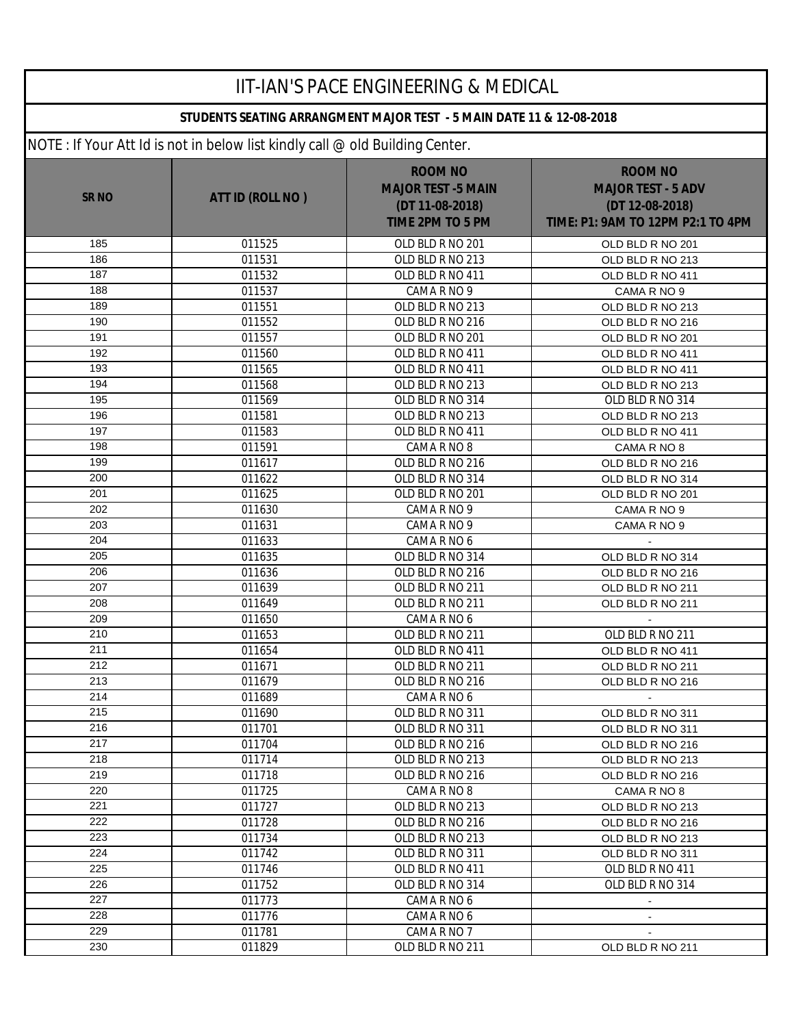# IIT-IAN'S PACE ENGINEERING & MEDICAL

**STUDENTS SEATING ARRANGMENT MAJOR TEST - 5 MAIN DATE 11 & 12-08-2018**

NOTE : If Your Att Id is not in below list kindly call @ old Building Center.

| SR NO | ATT ID (ROLL NO ) | ROOM NO MAJOR TEST -5 MAIN (DT 11-08-2018) TIME 2PM TO 5 PM | ROOM NO MAJOR TEST - 5 ADV (DT 12-08-2018) TIME: P1: 9AM TO 12PM P2:1 TO 4PM |
|---|---|---|---|
| 185 | 011525 | OLD BLD R NO 201 | OLD BLD R NO 201 |
| 186 | 011531 | OLD BLD R NO 213 | OLD BLD R NO 213 |
| 187 | 011532 | OLD BLD R NO 411 | OLD BLD R NO 411 |
| 188 | 011537 | CAMA R NO 9 | CAMA R NO 9 |
| 189 | 011551 | OLD BLD R NO 213 | OLD BLD R NO 213 |
| 190 | 011552 | OLD BLD R NO 216 | OLD BLD R NO 216 |
| 191 | 011557 | OLD BLD R NO 201 | OLD BLD R NO 201 |
| 192 | 011560 | OLD BLD R NO 411 | OLD BLD R NO 411 |
| 193 | 011565 | OLD BLD R NO 411 | OLD BLD R NO 411 |
| 194 | 011568 | OLD BLD R NO 213 | OLD BLD R NO 213 |
| 195 | 011569 | OLD BLD R NO 314 | OLD BLD R NO 314 |
| 196 | 011581 | OLD BLD R NO 213 | OLD BLD R NO 213 |
| 197 | 011583 | OLD BLD R NO 411 | OLD BLD R NO 411 |
| 198 | 011591 | CAMA R NO 8 | CAMA R NO 8 |
| 199 | 011617 | OLD BLD R NO 216 | OLD BLD R NO 216 |
| 200 | 011622 | OLD BLD R NO 314 | OLD BLD R NO 314 |
| 201 | 011625 | OLD BLD R NO 201 | OLD BLD R NO 201 |
| 202 | 011630 | CAMA R NO 9 | CAMA R NO 9 |
| 203 | 011631 | CAMA R NO 9 | CAMA R NO 9 |
| 204 | 011633 | CAMA R NO 6 | - |
| 205 | 011635 | OLD BLD R NO 314 | OLD BLD R NO 314 |
| 206 | 011636 | OLD BLD R NO 216 | OLD BLD R NO 216 |
| 207 | 011639 | OLD BLD R NO 211 | OLD BLD R NO 211 |
| 208 | 011649 | OLD BLD R NO 211 | OLD BLD R NO 211 |
| 209 | 011650 | CAMA R NO 6 | - |
| 210 | 011653 | OLD BLD R NO 211 | OLD BLD R NO 211 |
| 211 | 011654 | OLD BLD R NO 411 | OLD BLD R NO 411 |
| 212 | 011671 | OLD BLD R NO 211 | OLD BLD R NO 211 |
| 213 | 011679 | OLD BLD R NO 216 | OLD BLD R NO 216 |
| 214 | 011689 | CAMA R NO 6 | - |
| 215 | 011690 | OLD BLD R NO 311 | OLD BLD R NO 311 |
| 216 | 011701 | OLD BLD R NO 311 | OLD BLD R NO 311 |
| 217 | 011704 | OLD BLD R NO 216 | OLD BLD R NO 216 |
| 218 | 011714 | OLD BLD R NO 213 | OLD BLD R NO 213 |
| 219 | 011718 | OLD BLD R NO 216 | OLD BLD R NO 216 |
| 220 | 011725 | CAMA R NO 8 | CAMA R NO 8 |
| 221 | 011727 | OLD BLD R NO 213 | OLD BLD R NO 213 |
| 222 | 011728 | OLD BLD R NO 216 | OLD BLD R NO 216 |
| 223 | 011734 | OLD BLD R NO 213 | OLD BLD R NO 213 |
| 224 | 011742 | OLD BLD R NO 311 | OLD BLD R NO 311 |
| 225 | 011746 | OLD BLD R NO 411 | OLD BLD R NO 411 |
| 226 | 011752 | OLD BLD R NO 314 | OLD BLD R NO 314 |
| 227 | 011773 | CAMA R NO 6 | - |
| 228 | 011776 | CAMA R NO 6 | - |
| 229 | 011781 | CAMA R NO 7 | - |
| 230 | 011829 | OLD BLD R NO 211 | OLD BLD R NO 211 |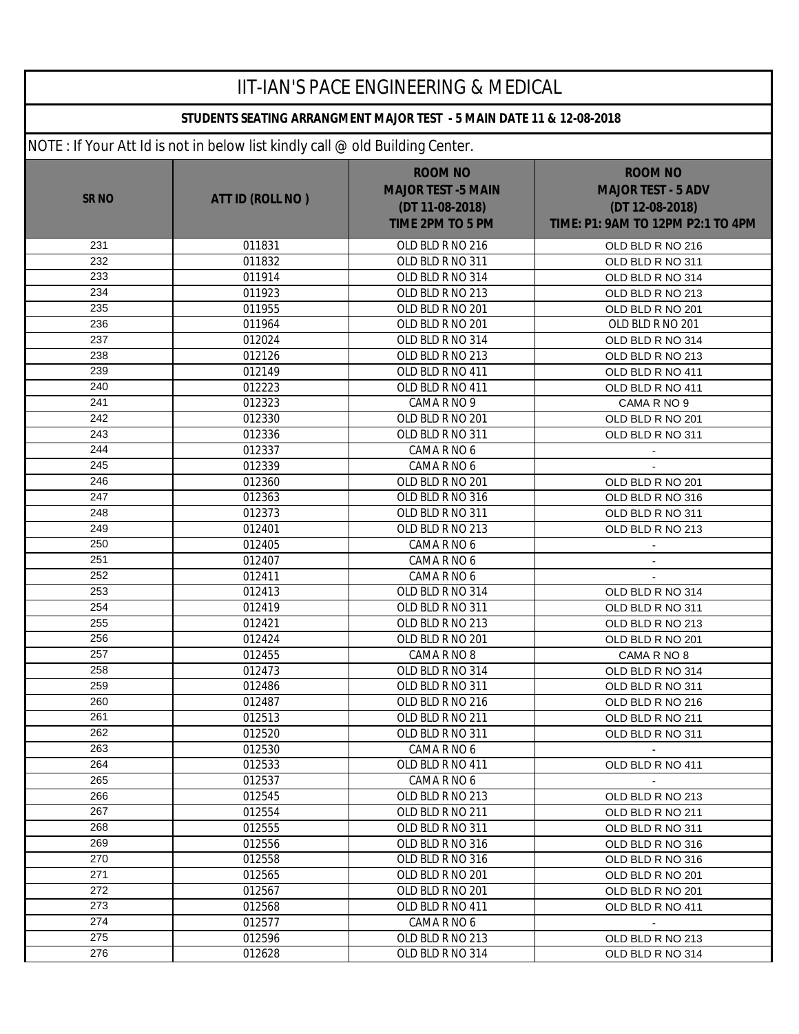# IIT-IAN'S PACE ENGINEERING & MEDICAL

**STUDENTS SEATING ARRANGMENT MAJOR TEST - 5 MAIN DATE 11 & 12-08-2018**

NOTE : If Your Att Id is not in below list kindly call @ old Building Center.

| SR NO | ATT ID (ROLL NO ) | ROOM NO MAJOR TEST -5 MAIN (DT 11-08-2018) TIME 2PM TO 5 PM | ROOM NO MAJOR TEST - 5 ADV (DT 12-08-2018) TIME: P1: 9AM TO 12PM P2:1 TO 4PM |
|---|---|---|---|
| 231 | 011831 | OLD BLD R NO 216 | OLD BLD R NO 216 |
| 232 | 011832 | OLD BLD R NO 311 | OLD BLD R NO 311 |
| 233 | 011914 | OLD BLD R NO 314 | OLD BLD R NO 314 |
| 234 | 011923 | OLD BLD R NO 213 | OLD BLD R NO 213 |
| 235 | 011955 | OLD BLD R NO 201 | OLD BLD R NO 201 |
| 236 | 011964 | OLD BLD R NO 201 | OLD BLD R NO 201 |
| 237 | 012024 | OLD BLD R NO 314 | OLD BLD R NO 314 |
| 238 | 012126 | OLD BLD R NO 213 | OLD BLD R NO 213 |
| 239 | 012149 | OLD BLD R NO 411 | OLD BLD R NO 411 |
| 240 | 012223 | OLD BLD R NO 411 | OLD BLD R NO 411 |
| 241 | 012323 | CAMA R NO 9 | CAMA R NO 9 |
| 242 | 012330 | OLD BLD R NO 201 | OLD BLD R NO 201 |
| 243 | 012336 | OLD BLD R NO 311 | OLD BLD R NO 311 |
| 244 | 012337 | CAMA R NO 6 | - |
| 245 | 012339 | CAMA R NO 6 | - |
| 246 | 012360 | OLD BLD R NO 201 | OLD BLD R NO 201 |
| 247 | 012363 | OLD BLD R NO 316 | OLD BLD R NO 316 |
| 248 | 012373 | OLD BLD R NO 311 | OLD BLD R NO 311 |
| 249 | 012401 | OLD BLD R NO 213 | OLD BLD R NO 213 |
| 250 | 012405 | CAMA R NO 6 | - |
| 251 | 012407 | CAMA R NO 6 | - |
| 252 | 012411 | CAMA R NO 6 | - |
| 253 | 012413 | OLD BLD R NO 314 | OLD BLD R NO 314 |
| 254 | 012419 | OLD BLD R NO 311 | OLD BLD R NO 311 |
| 255 | 012421 | OLD BLD R NO 213 | OLD BLD R NO 213 |
| 256 | 012424 | OLD BLD R NO 201 | OLD BLD R NO 201 |
| 257 | 012455 | CAMA R NO 8 | CAMA R NO 8 |
| 258 | 012473 | OLD BLD R NO 314 | OLD BLD R NO 314 |
| 259 | 012486 | OLD BLD R NO 311 | OLD BLD R NO 311 |
| 260 | 012487 | OLD BLD R NO 216 | OLD BLD R NO 216 |
| 261 | 012513 | OLD BLD R NO 211 | OLD BLD R NO 211 |
| 262 | 012520 | OLD BLD R NO 311 | OLD BLD R NO 311 |
| 263 | 012530 | CAMA R NO 6 | - |
| 264 | 012533 | OLD BLD R NO 411 | OLD BLD R NO 411 |
| 265 | 012537 | CAMA R NO 6 | - |
| 266 | 012545 | OLD BLD R NO 213 | OLD BLD R NO 213 |
| 267 | 012554 | OLD BLD R NO 211 | OLD BLD R NO 211 |
| 268 | 012555 | OLD BLD R NO 311 | OLD BLD R NO 311 |
| 269 | 012556 | OLD BLD R NO 316 | OLD BLD R NO 316 |
| 270 | 012558 | OLD BLD R NO 316 | OLD BLD R NO 316 |
| 271 | 012565 | OLD BLD R NO 201 | OLD BLD R NO 201 |
| 272 | 012567 | OLD BLD R NO 201 | OLD BLD R NO 201 |
| 273 | 012568 | OLD BLD R NO 411 | OLD BLD R NO 411 |
| 274 | 012577 | CAMA R NO 6 | - |
| 275 | 012596 | OLD BLD R NO 213 | OLD BLD R NO 213 |
| 276 | 012628 | OLD BLD R NO 314 | OLD BLD R NO 314 |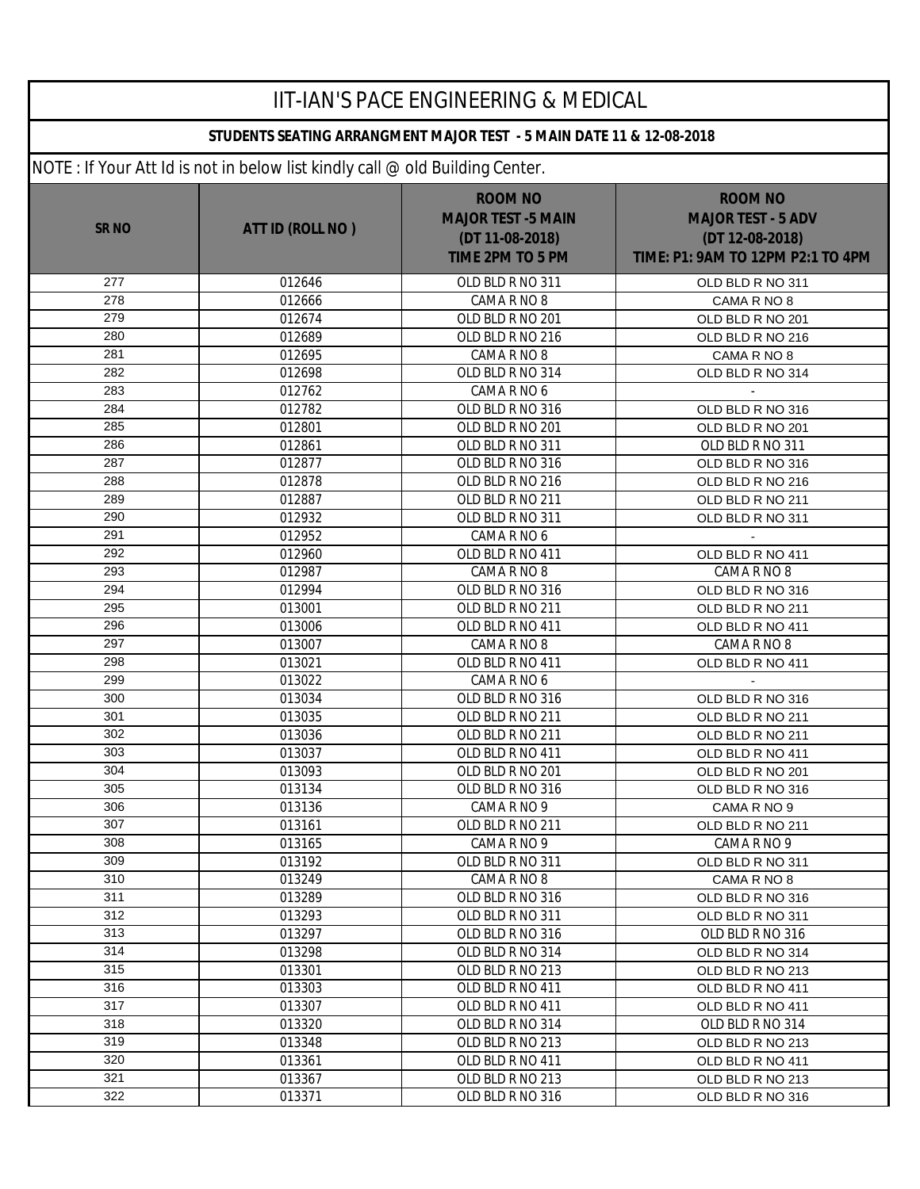# IIT-IAN'S PACE ENGINEERING & MEDICAL

## STUDENTS SEATING ARRANGMENT MAJOR TEST - 5 MAIN DATE 11 & 12-08-2018

NOTE : If Your Att Id is not in below list kindly call @ old Building Center.

| SR NO | ATT ID (ROLL NO ) | ROOM NO MAJOR TEST -5 MAIN (DT 11-08-2018) TIME 2PM TO 5 PM | ROOM NO MAJOR TEST - 5 ADV (DT 12-08-2018) TIME: P1: 9AM TO 12PM P2:1 TO 4PM |
|---|---|---|---|
| 277 | 012646 | OLD BLD R NO 311 | OLD BLD R NO 311 |
| 278 | 012666 | CAMA R NO 8 | CAMA R NO 8 |
| 279 | 012674 | OLD BLD R NO 201 | OLD BLD R NO 201 |
| 280 | 012689 | OLD BLD R NO 216 | OLD BLD R NO 216 |
| 281 | 012695 | CAMA R NO 8 | CAMA R NO 8 |
| 282 | 012698 | OLD BLD R NO 314 | OLD BLD R NO 314 |
| 283 | 012762 | CAMA R NO 6 | - |
| 284 | 012782 | OLD BLD R NO 316 | OLD BLD R NO 316 |
| 285 | 012801 | OLD BLD R NO 201 | OLD BLD R NO 201 |
| 286 | 012861 | OLD BLD R NO 311 | OLD BLD R NO 311 |
| 287 | 012877 | OLD BLD R NO 316 | OLD BLD R NO 316 |
| 288 | 012878 | OLD BLD R NO 216 | OLD BLD R NO 216 |
| 289 | 012887 | OLD BLD R NO 211 | OLD BLD R NO 211 |
| 290 | 012932 | OLD BLD R NO 311 | OLD BLD R NO 311 |
| 291 | 012952 | CAMA R NO 6 | - |
| 292 | 012960 | OLD BLD R NO 411 | OLD BLD R NO 411 |
| 293 | 012987 | CAMA R NO 8 | CAMA R NO 8 |
| 294 | 012994 | OLD BLD R NO 316 | OLD BLD R NO 316 |
| 295 | 013001 | OLD BLD R NO 211 | OLD BLD R NO 211 |
| 296 | 013006 | OLD BLD R NO 411 | OLD BLD R NO 411 |
| 297 | 013007 | CAMA R NO 8 | CAMA R NO 8 |
| 298 | 013021 | OLD BLD R NO 411 | OLD BLD R NO 411 |
| 299 | 013022 | CAMA R NO 6 | - |
| 300 | 013034 | OLD BLD R NO 316 | OLD BLD R NO 316 |
| 301 | 013035 | OLD BLD R NO 211 | OLD BLD R NO 211 |
| 302 | 013036 | OLD BLD R NO 211 | OLD BLD R NO 211 |
| 303 | 013037 | OLD BLD R NO 411 | OLD BLD R NO 411 |
| 304 | 013093 | OLD BLD R NO 201 | OLD BLD R NO 201 |
| 305 | 013134 | OLD BLD R NO 316 | OLD BLD R NO 316 |
| 306 | 013136 | CAMA R NO 9 | CAMA R NO 9 |
| 307 | 013161 | OLD BLD R NO 211 | OLD BLD R NO 211 |
| 308 | 013165 | CAMA R NO 9 | CAMA R NO 9 |
| 309 | 013192 | OLD BLD R NO 311 | OLD BLD R NO 311 |
| 310 | 013249 | CAMA R NO 8 | CAMA R NO 8 |
| 311 | 013289 | OLD BLD R NO 316 | OLD BLD R NO 316 |
| 312 | 013293 | OLD BLD R NO 311 | OLD BLD R NO 311 |
| 313 | 013297 | OLD BLD R NO 316 | OLD BLD R NO 316 |
| 314 | 013298 | OLD BLD R NO 314 | OLD BLD R NO 314 |
| 315 | 013301 | OLD BLD R NO 213 | OLD BLD R NO 213 |
| 316 | 013303 | OLD BLD R NO 411 | OLD BLD R NO 411 |
| 317 | 013307 | OLD BLD R NO 411 | OLD BLD R NO 411 |
| 318 | 013320 | OLD BLD R NO 314 | OLD BLD R NO 314 |
| 319 | 013348 | OLD BLD R NO 213 | OLD BLD R NO 213 |
| 320 | 013361 | OLD BLD R NO 411 | OLD BLD R NO 411 |
| 321 | 013367 | OLD BLD R NO 213 | OLD BLD R NO 213 |
| 322 | 013371 | OLD BLD R NO 316 | OLD BLD R NO 316 |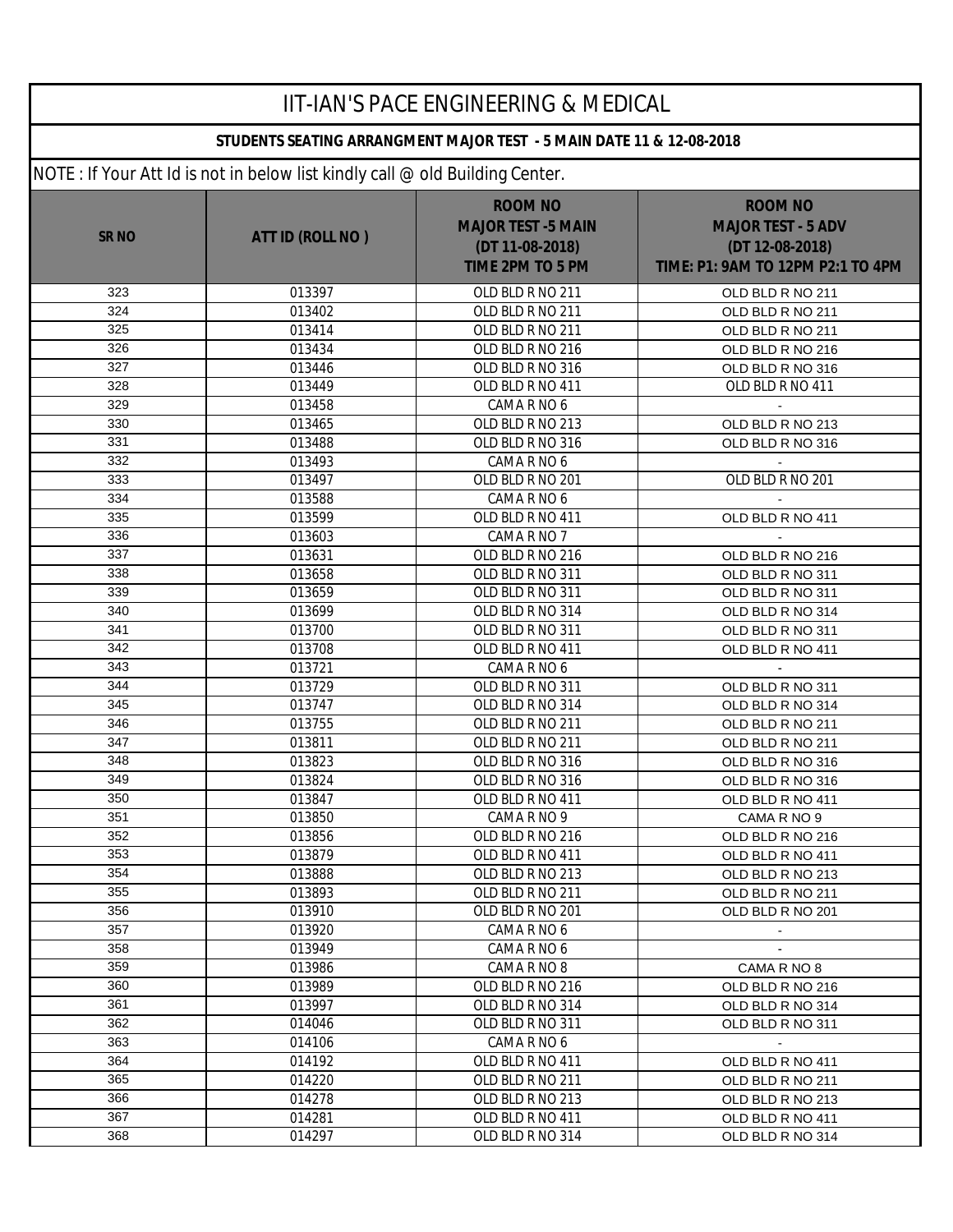# IIT-IAN'S PACE ENGINEERING & MEDICAL

## STUDENTS SEATING ARRANGMENT MAJOR TEST - 5 MAIN DATE 11 & 12-08-2018

NOTE : If Your Att Id is not in below list kindly call @ old Building Center.

| SR NO | ATT ID (ROLL NO ) | ROOM NO MAJOR TEST -5 MAIN (DT 11-08-2018) TIME 2PM TO 5 PM | ROOM NO MAJOR TEST - 5 ADV (DT 12-08-2018) TIME: P1: 9AM TO 12PM P2:1 TO 4PM |
|---|---|---|---|
| 323 | 013397 | OLD BLD R NO 211 | OLD BLD R NO 211 |
| 324 | 013402 | OLD BLD R NO 211 | OLD BLD R NO 211 |
| 325 | 013414 | OLD BLD R NO 211 | OLD BLD R NO 211 |
| 326 | 013434 | OLD BLD R NO 216 | OLD BLD R NO 216 |
| 327 | 013446 | OLD BLD R NO 316 | OLD BLD R NO 316 |
| 328 | 013449 | OLD BLD R NO 411 | OLD BLD R NO 411 |
| 329 | 013458 | CAMA R NO 6 | - |
| 330 | 013465 | OLD BLD R NO 213 | OLD BLD R NO 213 |
| 331 | 013488 | OLD BLD R NO 316 | OLD BLD R NO 316 |
| 332 | 013493 | CAMA R NO 6 | - |
| 333 | 013497 | OLD BLD R NO 201 | OLD BLD R NO 201 |
| 334 | 013588 | CAMA R NO 6 | - |
| 335 | 013599 | OLD BLD R NO 411 | OLD BLD R NO 411 |
| 336 | 013603 | CAMA R NO 7 | - |
| 337 | 013631 | OLD BLD R NO 216 | OLD BLD R NO 216 |
| 338 | 013658 | OLD BLD R NO 311 | OLD BLD R NO 311 |
| 339 | 013659 | OLD BLD R NO 311 | OLD BLD R NO 311 |
| 340 | 013699 | OLD BLD R NO 314 | OLD BLD R NO 314 |
| 341 | 013700 | OLD BLD R NO 311 | OLD BLD R NO 311 |
| 342 | 013708 | OLD BLD R NO 411 | OLD BLD R NO 411 |
| 343 | 013721 | CAMA R NO 6 | - |
| 344 | 013729 | OLD BLD R NO 311 | OLD BLD R NO 311 |
| 345 | 013747 | OLD BLD R NO 314 | OLD BLD R NO 314 |
| 346 | 013755 | OLD BLD R NO 211 | OLD BLD R NO 211 |
| 347 | 013811 | OLD BLD R NO 211 | OLD BLD R NO 211 |
| 348 | 013823 | OLD BLD R NO 316 | OLD BLD R NO 316 |
| 349 | 013824 | OLD BLD R NO 316 | OLD BLD R NO 316 |
| 350 | 013847 | OLD BLD R NO 411 | OLD BLD R NO 411 |
| 351 | 013850 | CAMA R NO 9 | CAMA R NO 9 |
| 352 | 013856 | OLD BLD R NO 216 | OLD BLD R NO 216 |
| 353 | 013879 | OLD BLD R NO 411 | OLD BLD R NO 411 |
| 354 | 013888 | OLD BLD R NO 213 | OLD BLD R NO 213 |
| 355 | 013893 | OLD BLD R NO 211 | OLD BLD R NO 211 |
| 356 | 013910 | OLD BLD R NO 201 | OLD BLD R NO 201 |
| 357 | 013920 | CAMA R NO 6 | - |
| 358 | 013949 | CAMA R NO 6 | - |
| 359 | 013986 | CAMA R NO 8 | CAMA R NO 8 |
| 360 | 013989 | OLD BLD R NO 216 | OLD BLD R NO 216 |
| 361 | 013997 | OLD BLD R NO 314 | OLD BLD R NO 314 |
| 362 | 014046 | OLD BLD R NO 311 | OLD BLD R NO 311 |
| 363 | 014106 | CAMA R NO 6 | - |
| 364 | 014192 | OLD BLD R NO 411 | OLD BLD R NO 411 |
| 365 | 014220 | OLD BLD R NO 211 | OLD BLD R NO 211 |
| 366 | 014278 | OLD BLD R NO 213 | OLD BLD R NO 213 |
| 367 | 014281 | OLD BLD R NO 411 | OLD BLD R NO 411 |
| 368 | 014297 | OLD BLD R NO 314 | OLD BLD R NO 314 |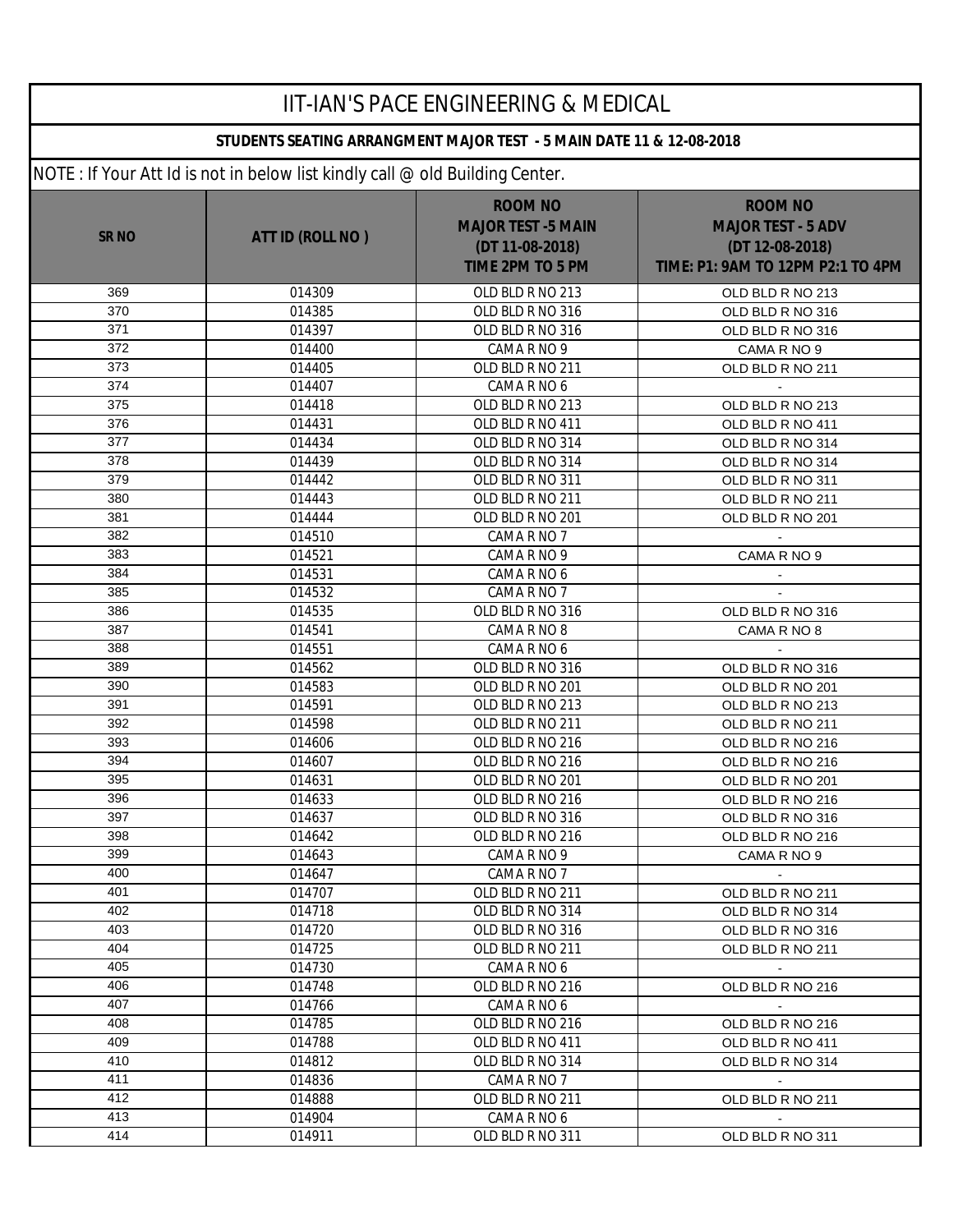# IIT-IAN'S PACE ENGINEERING & MEDICAL

**STUDENTS SEATING ARRANGMENT MAJOR TEST - 5 MAIN DATE 11 & 12-08-2018**

NOTE : If Your Att Id is not in below list kindly call @ old Building Center.

| SR NO | ATT ID (ROLL NO ) | ROOM NO MAJOR TEST -5 MAIN (DT 11-08-2018) TIME 2PM TO 5 PM | ROOM NO MAJOR TEST - 5 ADV (DT 12-08-2018) TIME: P1: 9AM TO 12PM P2:1 TO 4PM |
|---|---|---|---|
| 369 | 014309 | OLD BLD R NO 213 | OLD BLD R NO 213 |
| 370 | 014385 | OLD BLD R NO 316 | OLD BLD R NO 316 |
| 371 | 014397 | OLD BLD R NO 316 | OLD BLD R NO 316 |
| 372 | 014400 | CAMA R NO 9 | CAMA R NO 9 |
| 373 | 014405 | OLD BLD R NO 211 | OLD BLD R NO 211 |
| 374 | 014407 | CAMA R NO 6 | - |
| 375 | 014418 | OLD BLD R NO 213 | OLD BLD R NO 213 |
| 376 | 014431 | OLD BLD R NO 411 | OLD BLD R NO 411 |
| 377 | 014434 | OLD BLD R NO 314 | OLD BLD R NO 314 |
| 378 | 014439 | OLD BLD R NO 314 | OLD BLD R NO 314 |
| 379 | 014442 | OLD BLD R NO 311 | OLD BLD R NO 311 |
| 380 | 014443 | OLD BLD R NO 211 | OLD BLD R NO 211 |
| 381 | 014444 | OLD BLD R NO 201 | OLD BLD R NO 201 |
| 382 | 014510 | CAMA R NO 7 | - |
| 383 | 014521 | CAMA R NO 9 | CAMA R NO 9 |
| 384 | 014531 | CAMA R NO 6 | - |
| 385 | 014532 | CAMA R NO 7 | - |
| 386 | 014535 | OLD BLD R NO 316 | OLD BLD R NO 316 |
| 387 | 014541 | CAMA R NO 8 | CAMA R NO 8 |
| 388 | 014551 | CAMA R NO 6 | - |
| 389 | 014562 | OLD BLD R NO 316 | OLD BLD R NO 316 |
| 390 | 014583 | OLD BLD R NO 201 | OLD BLD R NO 201 |
| 391 | 014591 | OLD BLD R NO 213 | OLD BLD R NO 213 |
| 392 | 014598 | OLD BLD R NO 211 | OLD BLD R NO 211 |
| 393 | 014606 | OLD BLD R NO 216 | OLD BLD R NO 216 |
| 394 | 014607 | OLD BLD R NO 216 | OLD BLD R NO 216 |
| 395 | 014631 | OLD BLD R NO 201 | OLD BLD R NO 201 |
| 396 | 014633 | OLD BLD R NO 216 | OLD BLD R NO 216 |
| 397 | 014637 | OLD BLD R NO 316 | OLD BLD R NO 316 |
| 398 | 014642 | OLD BLD R NO 216 | OLD BLD R NO 216 |
| 399 | 014643 | CAMA R NO 9 | CAMA R NO 9 |
| 400 | 014647 | CAMA R NO 7 | - |
| 401 | 014707 | OLD BLD R NO 211 | OLD BLD R NO 211 |
| 402 | 014718 | OLD BLD R NO 314 | OLD BLD R NO 314 |
| 403 | 014720 | OLD BLD R NO 316 | OLD BLD R NO 316 |
| 404 | 014725 | OLD BLD R NO 211 | OLD BLD R NO 211 |
| 405 | 014730 | CAMA R NO 6 | - |
| 406 | 014748 | OLD BLD R NO 216 | OLD BLD R NO 216 |
| 407 | 014766 | CAMA R NO 6 | - |
| 408 | 014785 | OLD BLD R NO 216 | OLD BLD R NO 216 |
| 409 | 014788 | OLD BLD R NO 411 | OLD BLD R NO 411 |
| 410 | 014812 | OLD BLD R NO 314 | OLD BLD R NO 314 |
| 411 | 014836 | CAMA R NO 7 | - |
| 412 | 014888 | OLD BLD R NO 211 | OLD BLD R NO 211 |
| 413 | 014904 | CAMA R NO 6 | - |
| 414 | 014911 | OLD BLD R NO 311 | OLD BLD R NO 311 |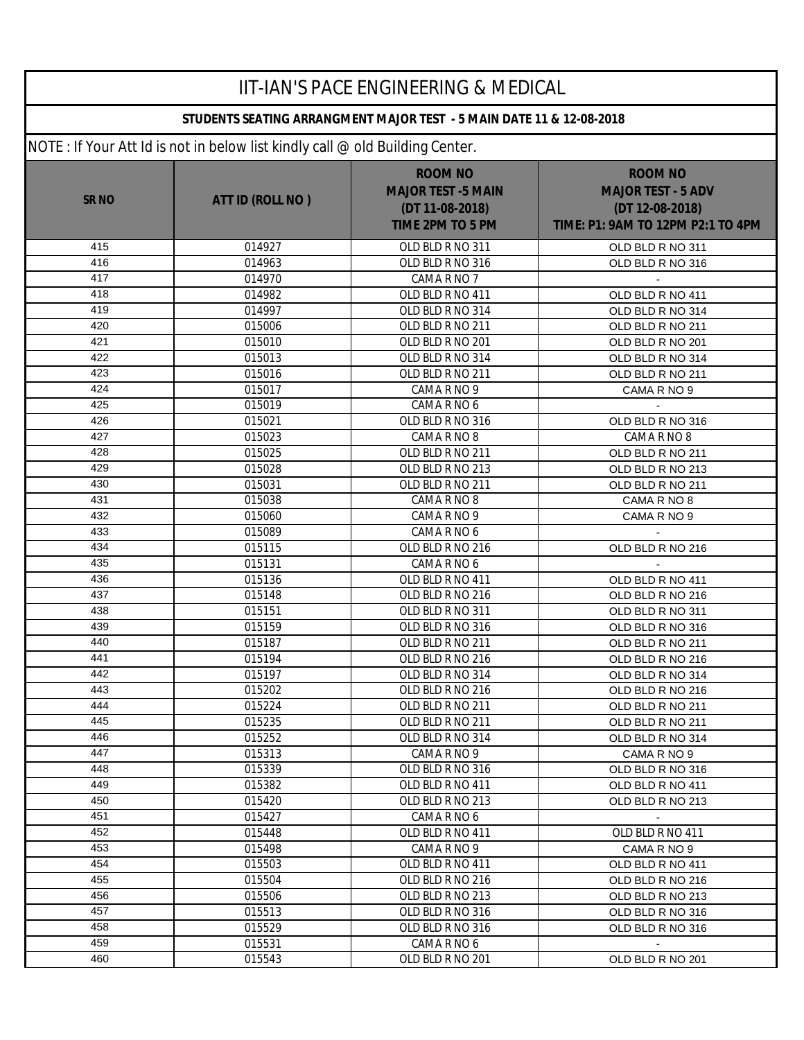# IIT-IAN'S PACE ENGINEERING & MEDICAL

## STUDENTS SEATING ARRANGMENT MAJOR TEST - 5 MAIN DATE 11 & 12-08-2018

NOTE : If Your Att Id is not in below list kindly call @ old Building Center.

| SR NO | ATT ID (ROLL NO ) | ROOM NO MAJOR TEST -5 MAIN (DT 11-08-2018) TIME 2PM TO 5 PM | ROOM NO MAJOR TEST - 5 ADV (DT 12-08-2018) TIME: P1: 9AM TO 12PM P2:1 TO 4PM |
|---|---|---|---|
| 415 | 014927 | OLD BLD R NO 311 | OLD BLD R NO 311 |
| 416 | 014963 | OLD BLD R NO 316 | OLD BLD R NO 316 |
| 417 | 014970 | CAMA R NO 7 | - |
| 418 | 014982 | OLD BLD R NO 411 | OLD BLD R NO 411 |
| 419 | 014997 | OLD BLD R NO 314 | OLD BLD R NO 314 |
| 420 | 015006 | OLD BLD R NO 211 | OLD BLD R NO 211 |
| 421 | 015010 | OLD BLD R NO 201 | OLD BLD R NO 201 |
| 422 | 015013 | OLD BLD R NO 314 | OLD BLD R NO 314 |
| 423 | 015016 | OLD BLD R NO 211 | OLD BLD R NO 211 |
| 424 | 015017 | CAMA R NO 9 | CAMA R NO 9 |
| 425 | 015019 | CAMA R NO 6 | - |
| 426 | 015021 | OLD BLD R NO 316 | OLD BLD R NO 316 |
| 427 | 015023 | CAMA R NO 8 | CAMA R NO 8 |
| 428 | 015025 | OLD BLD R NO 211 | OLD BLD R NO 211 |
| 429 | 015028 | OLD BLD R NO 213 | OLD BLD R NO 213 |
| 430 | 015031 | OLD BLD R NO 211 | OLD BLD R NO 211 |
| 431 | 015038 | CAMA R NO 8 | CAMA R NO 8 |
| 432 | 015060 | CAMA R NO 9 | CAMA R NO 9 |
| 433 | 015089 | CAMA R NO 6 | - |
| 434 | 015115 | OLD BLD R NO 216 | OLD BLD R NO 216 |
| 435 | 015131 | CAMA R NO 6 | - |
| 436 | 015136 | OLD BLD R NO 411 | OLD BLD R NO 411 |
| 437 | 015148 | OLD BLD R NO 216 | OLD BLD R NO 216 |
| 438 | 015151 | OLD BLD R NO 311 | OLD BLD R NO 311 |
| 439 | 015159 | OLD BLD R NO 316 | OLD BLD R NO 316 |
| 440 | 015187 | OLD BLD R NO 211 | OLD BLD R NO 211 |
| 441 | 015194 | OLD BLD R NO 216 | OLD BLD R NO 216 |
| 442 | 015197 | OLD BLD R NO 314 | OLD BLD R NO 314 |
| 443 | 015202 | OLD BLD R NO 216 | OLD BLD R NO 216 |
| 444 | 015224 | OLD BLD R NO 211 | OLD BLD R NO 211 |
| 445 | 015235 | OLD BLD R NO 211 | OLD BLD R NO 211 |
| 446 | 015252 | OLD BLD R NO 314 | OLD BLD R NO 314 |
| 447 | 015313 | CAMA R NO 9 | CAMA R NO 9 |
| 448 | 015339 | OLD BLD R NO 316 | OLD BLD R NO 316 |
| 449 | 015382 | OLD BLD R NO 411 | OLD BLD R NO 411 |
| 450 | 015420 | OLD BLD R NO 213 | OLD BLD R NO 213 |
| 451 | 015427 | CAMA R NO 6 | - |
| 452 | 015448 | OLD BLD R NO 411 | OLD BLD R NO 411 |
| 453 | 015498 | CAMA R NO 9 | CAMA R NO 9 |
| 454 | 015503 | OLD BLD R NO 411 | OLD BLD R NO 411 |
| 455 | 015504 | OLD BLD R NO 216 | OLD BLD R NO 216 |
| 456 | 015506 | OLD BLD R NO 213 | OLD BLD R NO 213 |
| 457 | 015513 | OLD BLD R NO 316 | OLD BLD R NO 316 |
| 458 | 015529 | OLD BLD R NO 316 | OLD BLD R NO 316 |
| 459 | 015531 | CAMA R NO 6 | - |
| 460 | 015543 | OLD BLD R NO 201 | OLD BLD R NO 201 |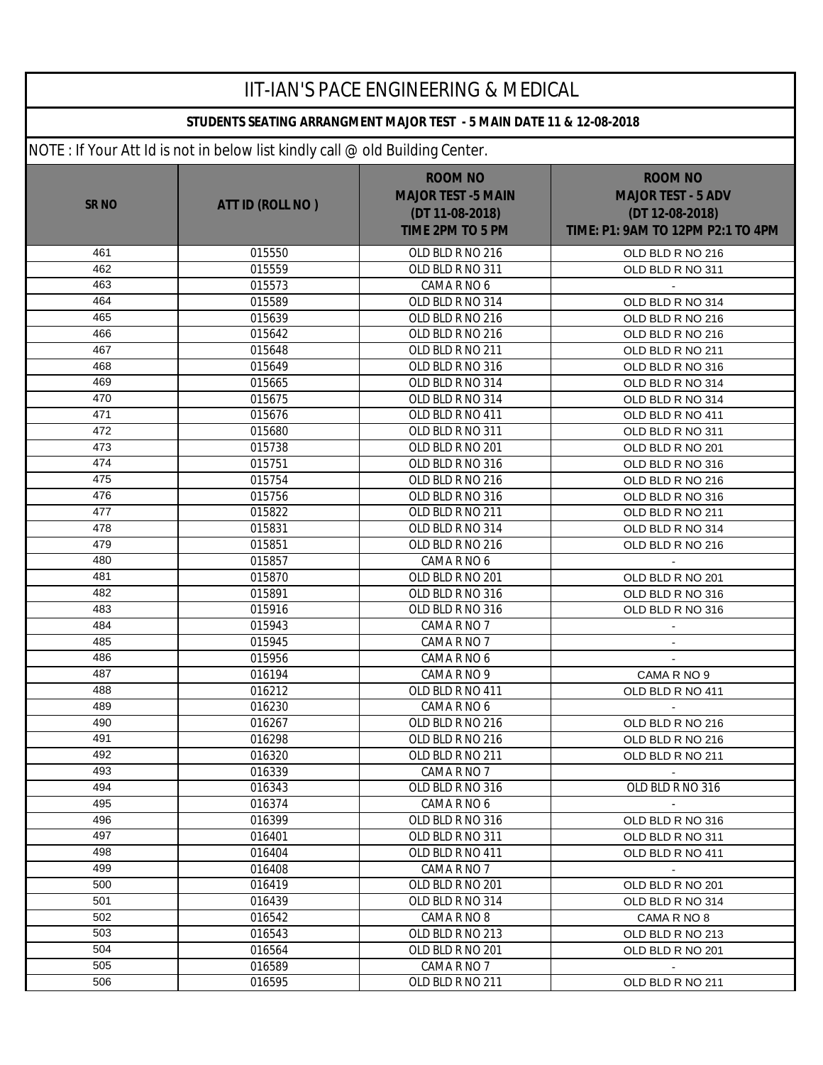# IIT-IAN'S PACE ENGINEERING & MEDICAL

## STUDENTS SEATING ARRANGMENT MAJOR TEST - 5 MAIN DATE 11 & 12-08-2018

NOTE : If Your Att Id is not in below list kindly call @ old Building Center.

| SR NO | ATT ID (ROLL NO ) | ROOM NO MAJOR TEST -5 MAIN (DT 11-08-2018) TIME 2PM TO 5 PM | ROOM NO MAJOR TEST - 5 ADV (DT 12-08-2018) TIME: P1: 9AM TO 12PM P2:1 TO 4PM |
|---|---|---|---|
| 461 | 015550 | OLD BLD R NO 216 | OLD BLD R NO 216 |
| 462 | 015559 | OLD BLD R NO 311 | OLD BLD R NO 311 |
| 463 | 015573 | CAMA R NO 6 | - |
| 464 | 015589 | OLD BLD R NO 314 | OLD BLD R NO 314 |
| 465 | 015639 | OLD BLD R NO 216 | OLD BLD R NO 216 |
| 466 | 015642 | OLD BLD R NO 216 | OLD BLD R NO 216 |
| 467 | 015648 | OLD BLD R NO 211 | OLD BLD R NO 211 |
| 468 | 015649 | OLD BLD R NO 316 | OLD BLD R NO 316 |
| 469 | 015665 | OLD BLD R NO 314 | OLD BLD R NO 314 |
| 470 | 015675 | OLD BLD R NO 314 | OLD BLD R NO 314 |
| 471 | 015676 | OLD BLD R NO 411 | OLD BLD R NO 411 |
| 472 | 015680 | OLD BLD R NO 311 | OLD BLD R NO 311 |
| 473 | 015738 | OLD BLD R NO 201 | OLD BLD R NO 201 |
| 474 | 015751 | OLD BLD R NO 316 | OLD BLD R NO 316 |
| 475 | 015754 | OLD BLD R NO 216 | OLD BLD R NO 216 |
| 476 | 015756 | OLD BLD R NO 316 | OLD BLD R NO 316 |
| 477 | 015822 | OLD BLD R NO 211 | OLD BLD R NO 211 |
| 478 | 015831 | OLD BLD R NO 314 | OLD BLD R NO 314 |
| 479 | 015851 | OLD BLD R NO 216 | OLD BLD R NO 216 |
| 480 | 015857 | CAMA R NO 6 | - |
| 481 | 015870 | OLD BLD R NO 201 | OLD BLD R NO 201 |
| 482 | 015891 | OLD BLD R NO 316 | OLD BLD R NO 316 |
| 483 | 015916 | OLD BLD R NO 316 | OLD BLD R NO 316 |
| 484 | 015943 | CAMA R NO 7 | - |
| 485 | 015945 | CAMA R NO 7 | - |
| 486 | 015956 | CAMA R NO 6 | - |
| 487 | 016194 | CAMA R NO 9 | CAMA R NO 9 |
| 488 | 016212 | OLD BLD R NO 411 | OLD BLD R NO 411 |
| 489 | 016230 | CAMA R NO 6 | - |
| 490 | 016267 | OLD BLD R NO 216 | OLD BLD R NO 216 |
| 491 | 016298 | OLD BLD R NO 216 | OLD BLD R NO 216 |
| 492 | 016320 | OLD BLD R NO 211 | OLD BLD R NO 211 |
| 493 | 016339 | CAMA R NO 7 | - |
| 494 | 016343 | OLD BLD R NO 316 | OLD BLD R NO 316 |
| 495 | 016374 | CAMA R NO 6 | - |
| 496 | 016399 | OLD BLD R NO 316 | OLD BLD R NO 316 |
| 497 | 016401 | OLD BLD R NO 311 | OLD BLD R NO 311 |
| 498 | 016404 | OLD BLD R NO 411 | OLD BLD R NO 411 |
| 499 | 016408 | CAMA R NO 7 | - |
| 500 | 016419 | OLD BLD R NO 201 | OLD BLD R NO 201 |
| 501 | 016439 | OLD BLD R NO 314 | OLD BLD R NO 314 |
| 502 | 016542 | CAMA R NO 8 | CAMA R NO 8 |
| 503 | 016543 | OLD BLD R NO 213 | OLD BLD R NO 213 |
| 504 | 016564 | OLD BLD R NO 201 | OLD BLD R NO 201 |
| 505 | 016589 | CAMA R NO 7 | - |
| 506 | 016595 | OLD BLD R NO 211 | OLD BLD R NO 211 |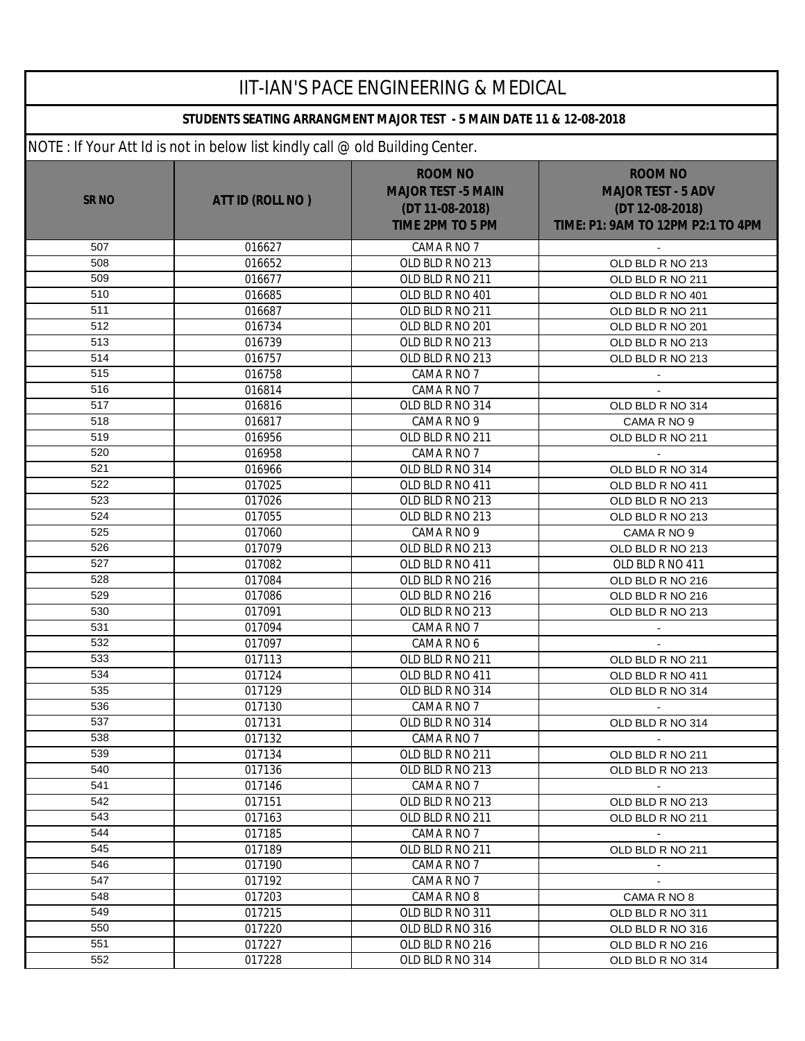# IIT-IAN'S PACE ENGINEERING & MEDICAL

## STUDENTS SEATING ARRANGMENT MAJOR TEST - 5 MAIN DATE 11 & 12-08-2018

NOTE : If Your Att Id is not in below list kindly call @ old Building Center.

| SR NO | ATT ID (ROLL NO ) | ROOM NO MAJOR TEST -5 MAIN (DT 11-08-2018) TIME 2PM TO 5 PM | ROOM NO MAJOR TEST - 5 ADV (DT 12-08-2018) TIME: P1: 9AM TO 12PM P2:1 TO 4PM |
|---|---|---|---|
| 507 | 016627 | CAMA R NO 7 | - |
| 508 | 016652 | OLD BLD R NO 213 | OLD BLD R NO 213 |
| 509 | 016677 | OLD BLD R NO 211 | OLD BLD R NO 211 |
| 510 | 016685 | OLD BLD R NO 401 | OLD BLD R NO 401 |
| 511 | 016687 | OLD BLD R NO 211 | OLD BLD R NO 211 |
| 512 | 016734 | OLD BLD R NO 201 | OLD BLD R NO 201 |
| 513 | 016739 | OLD BLD R NO 213 | OLD BLD R NO 213 |
| 514 | 016757 | OLD BLD R NO 213 | OLD BLD R NO 213 |
| 515 | 016758 | CAMA R NO 7 | - |
| 516 | 016814 | CAMA R NO 7 | - |
| 517 | 016816 | OLD BLD R NO 314 | OLD BLD R NO 314 |
| 518 | 016817 | CAMA R NO 9 | CAMA R NO 9 |
| 519 | 016956 | OLD BLD R NO 211 | OLD BLD R NO 211 |
| 520 | 016958 | CAMA R NO 7 | - |
| 521 | 016966 | OLD BLD R NO 314 | OLD BLD R NO 314 |
| 522 | 017025 | OLD BLD R NO 411 | OLD BLD R NO 411 |
| 523 | 017026 | OLD BLD R NO 213 | OLD BLD R NO 213 |
| 524 | 017055 | OLD BLD R NO 213 | OLD BLD R NO 213 |
| 525 | 017060 | CAMA R NO 9 | CAMA R NO 9 |
| 526 | 017079 | OLD BLD R NO 213 | OLD BLD R NO 213 |
| 527 | 017082 | OLD BLD R NO 411 | OLD BLD R NO 411 |
| 528 | 017084 | OLD BLD R NO 216 | OLD BLD R NO 216 |
| 529 | 017086 | OLD BLD R NO 216 | OLD BLD R NO 216 |
| 530 | 017091 | OLD BLD R NO 213 | OLD BLD R NO 213 |
| 531 | 017094 | CAMA R NO 7 | - |
| 532 | 017097 | CAMA R NO 6 | - |
| 533 | 017113 | OLD BLD R NO 211 | OLD BLD R NO 211 |
| 534 | 017124 | OLD BLD R NO 411 | OLD BLD R NO 411 |
| 535 | 017129 | OLD BLD R NO 314 | OLD BLD R NO 314 |
| 536 | 017130 | CAMA R NO 7 | - |
| 537 | 017131 | OLD BLD R NO 314 | OLD BLD R NO 314 |
| 538 | 017132 | CAMA R NO 7 | - |
| 539 | 017134 | OLD BLD R NO 211 | OLD BLD R NO 211 |
| 540 | 017136 | OLD BLD R NO 213 | OLD BLD R NO 213 |
| 541 | 017146 | CAMA R NO 7 | - |
| 542 | 017151 | OLD BLD R NO 213 | OLD BLD R NO 213 |
| 543 | 017163 | OLD BLD R NO 211 | OLD BLD R NO 211 |
| 544 | 017185 | CAMA R NO 7 | - |
| 545 | 017189 | OLD BLD R NO 211 | OLD BLD R NO 211 |
| 546 | 017190 | CAMA R NO 7 | - |
| 547 | 017192 | CAMA R NO 7 | - |
| 548 | 017203 | CAMA R NO 8 | CAMA R NO 8 |
| 549 | 017215 | OLD BLD R NO 311 | OLD BLD R NO 311 |
| 550 | 017220 | OLD BLD R NO 316 | OLD BLD R NO 316 |
| 551 | 017227 | OLD BLD R NO 216 | OLD BLD R NO 216 |
| 552 | 017228 | OLD BLD R NO 314 | OLD BLD R NO 314 |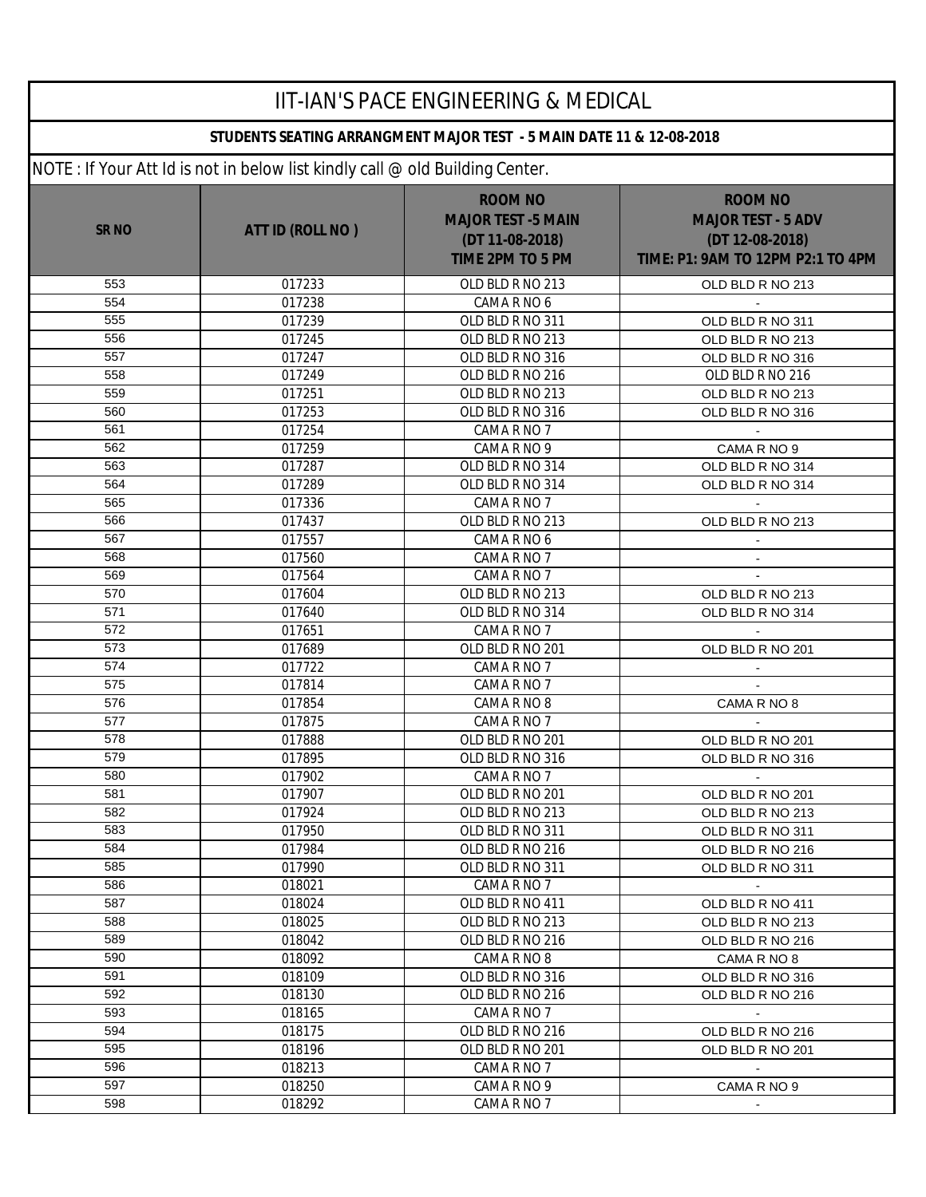# IIT-IAN'S PACE ENGINEERING & MEDICAL

**STUDENTS SEATING ARRANGMENT MAJOR TEST - 5 MAIN DATE 11 & 12-08-2018**

NOTE : If Your Att Id is not in below list kindly call @ old Building Center.

| SR NO | ATT ID (ROLL NO ) | ROOM NO MAJOR TEST -5 MAIN (DT 11-08-2018) TIME 2PM TO 5 PM | ROOM NO MAJOR TEST - 5 ADV (DT 12-08-2018) TIME: P1: 9AM TO 12PM P2:1 TO 4PM |
|---|---|---|---|
| 553 | 017233 | OLD BLD R NO 213 | OLD BLD R NO 213 |
| 554 | 017238 | CAMA R NO 6 | - |
| 555 | 017239 | OLD BLD R NO 311 | OLD BLD R NO 311 |
| 556 | 017245 | OLD BLD R NO 213 | OLD BLD R NO 213 |
| 557 | 017247 | OLD BLD R NO 316 | OLD BLD R NO 316 |
| 558 | 017249 | OLD BLD R NO 216 | OLD BLD R NO 216 |
| 559 | 017251 | OLD BLD R NO 213 | OLD BLD R NO 213 |
| 560 | 017253 | OLD BLD R NO 316 | OLD BLD R NO 316 |
| 561 | 017254 | CAMA R NO 7 | - |
| 562 | 017259 | CAMA R NO 9 | CAMA R NO 9 |
| 563 | 017287 | OLD BLD R NO 314 | OLD BLD R NO 314 |
| 564 | 017289 | OLD BLD R NO 314 | OLD BLD R NO 314 |
| 565 | 017336 | CAMA R NO 7 | - |
| 566 | 017437 | OLD BLD R NO 213 | OLD BLD R NO 213 |
| 567 | 017557 | CAMA R NO 6 | - |
| 568 | 017560 | CAMA R NO 7 | - |
| 569 | 017564 | CAMA R NO 7 | - |
| 570 | 017604 | OLD BLD R NO 213 | OLD BLD R NO 213 |
| 571 | 017640 | OLD BLD R NO 314 | OLD BLD R NO 314 |
| 572 | 017651 | CAMA R NO 7 | - |
| 573 | 017689 | OLD BLD R NO 201 | OLD BLD R NO 201 |
| 574 | 017722 | CAMA R NO 7 | - |
| 575 | 017814 | CAMA R NO 7 | - |
| 576 | 017854 | CAMA R NO 8 | CAMA R NO 8 |
| 577 | 017875 | CAMA R NO 7 | - |
| 578 | 017888 | OLD BLD R NO 201 | OLD BLD R NO 201 |
| 579 | 017895 | OLD BLD R NO 316 | OLD BLD R NO 316 |
| 580 | 017902 | CAMA R NO 7 | - |
| 581 | 017907 | OLD BLD R NO 201 | OLD BLD R NO 201 |
| 582 | 017924 | OLD BLD R NO 213 | OLD BLD R NO 213 |
| 583 | 017950 | OLD BLD R NO 311 | OLD BLD R NO 311 |
| 584 | 017984 | OLD BLD R NO 216 | OLD BLD R NO 216 |
| 585 | 017990 | OLD BLD R NO 311 | OLD BLD R NO 311 |
| 586 | 018021 | CAMA R NO 7 | - |
| 587 | 018024 | OLD BLD R NO 411 | OLD BLD R NO 411 |
| 588 | 018025 | OLD BLD R NO 213 | OLD BLD R NO 213 |
| 589 | 018042 | OLD BLD R NO 216 | OLD BLD R NO 216 |
| 590 | 018092 | CAMA R NO 8 | CAMA R NO 8 |
| 591 | 018109 | OLD BLD R NO 316 | OLD BLD R NO 316 |
| 592 | 018130 | OLD BLD R NO 216 | OLD BLD R NO 216 |
| 593 | 018165 | CAMA R NO 7 | - |
| 594 | 018175 | OLD BLD R NO 216 | OLD BLD R NO 216 |
| 595 | 018196 | OLD BLD R NO 201 | OLD BLD R NO 201 |
| 596 | 018213 | CAMA R NO 7 | - |
| 597 | 018250 | CAMA R NO 9 | CAMA R NO 9 |
| 598 | 018292 | CAMA R NO 7 | - |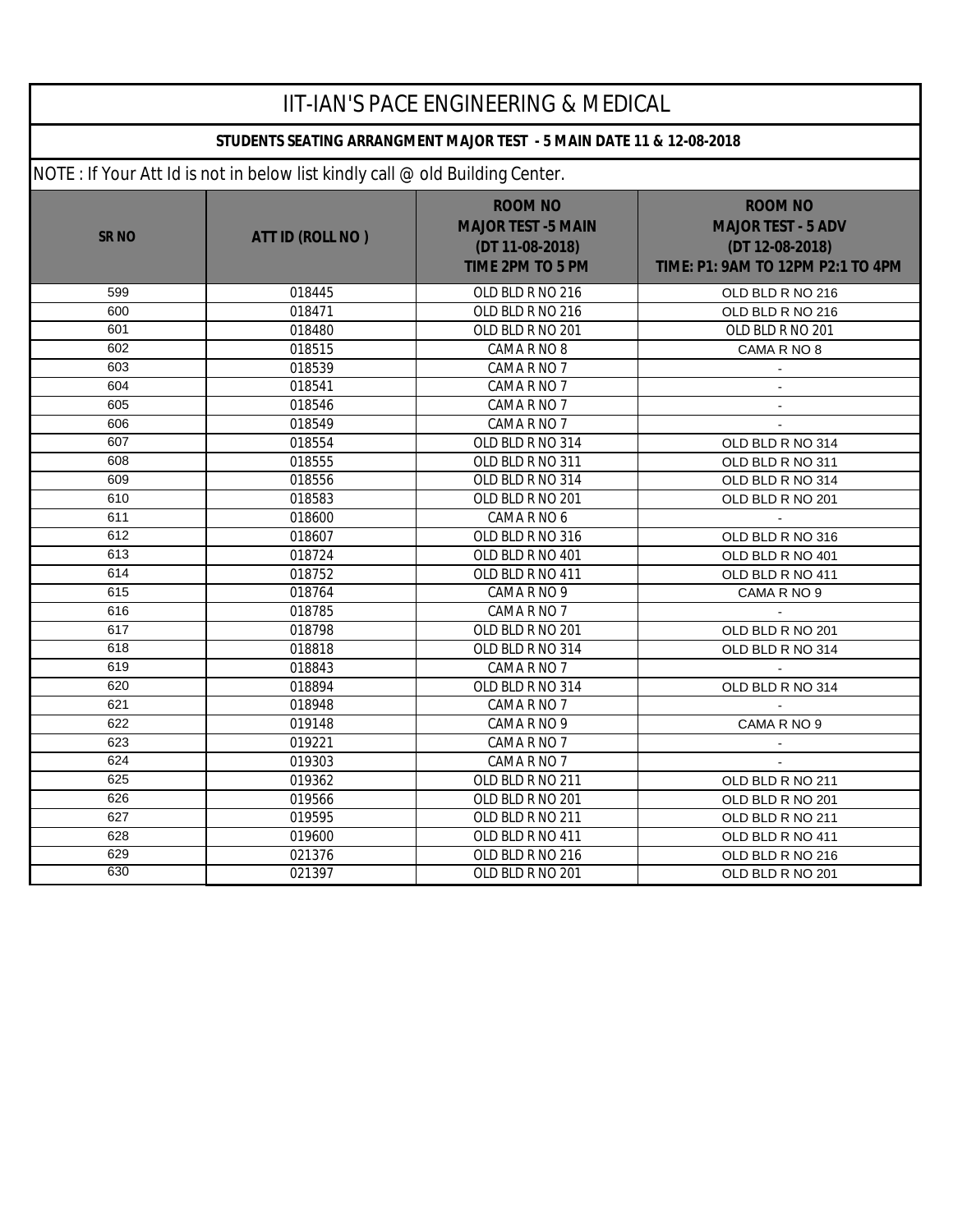# IIT-IAN'S PACE ENGINEERING & MEDICAL

## STUDENTS SEATING ARRANGMENT MAJOR TEST - 5 MAIN DATE 11 & 12-08-2018

NOTE : If Your Att Id is not in below list kindly call @ old Building Center.

| SR NO | ATT ID (ROLL NO ) | ROOM NO MAJOR TEST -5 MAIN (DT 11-08-2018) TIME 2PM TO 5 PM | ROOM NO MAJOR TEST - 5 ADV (DT 12-08-2018) TIME: P1: 9AM TO 12PM P2:1 TO 4PM |
|---|---|---|---|
| 599 | 018445 | OLD BLD R NO 216 | OLD BLD R NO 216 |
| 600 | 018471 | OLD BLD R NO 216 | OLD BLD R NO 216 |
| 601 | 018480 | OLD BLD R NO 201 | OLD BLD R NO 201 |
| 602 | 018515 | CAMA R NO 8 | CAMA R NO 8 |
| 603 | 018539 | CAMA R NO 7 | - |
| 604 | 018541 | CAMA R NO 7 | - |
| 605 | 018546 | CAMA R NO 7 | - |
| 606 | 018549 | CAMA R NO 7 | - |
| 607 | 018554 | OLD BLD R NO 314 | OLD BLD R NO 314 |
| 608 | 018555 | OLD BLD R NO 311 | OLD BLD R NO 311 |
| 609 | 018556 | OLD BLD R NO 314 | OLD BLD R NO 314 |
| 610 | 018583 | OLD BLD R NO 201 | OLD BLD R NO 201 |
| 611 | 018600 | CAMA R NO 6 | - |
| 612 | 018607 | OLD BLD R NO 316 | OLD BLD R NO 316 |
| 613 | 018724 | OLD BLD R NO 401 | OLD BLD R NO 401 |
| 614 | 018752 | OLD BLD R NO 411 | OLD BLD R NO 411 |
| 615 | 018764 | CAMA R NO 9 | CAMA R NO 9 |
| 616 | 018785 | CAMA R NO 7 | - |
| 617 | 018798 | OLD BLD R NO 201 | OLD BLD R NO 201 |
| 618 | 018818 | OLD BLD R NO 314 | OLD BLD R NO 314 |
| 619 | 018843 | CAMA R NO 7 | - |
| 620 | 018894 | OLD BLD R NO 314 | OLD BLD R NO 314 |
| 621 | 018948 | CAMA R NO 7 | - |
| 622 | 019148 | CAMA R NO 9 | CAMA R NO 9 |
| 623 | 019221 | CAMA R NO 7 | - |
| 624 | 019303 | CAMA R NO 7 | - |
| 625 | 019362 | OLD BLD R NO 211 | OLD BLD R NO 211 |
| 626 | 019566 | OLD BLD R NO 201 | OLD BLD R NO 201 |
| 627 | 019595 | OLD BLD R NO 211 | OLD BLD R NO 211 |
| 628 | 019600 | OLD BLD R NO 411 | OLD BLD R NO 411 |
| 629 | 021376 | OLD BLD R NO 216 | OLD BLD R NO 216 |
| 630 | 021397 | OLD BLD R NO 201 | OLD BLD R NO 201 |